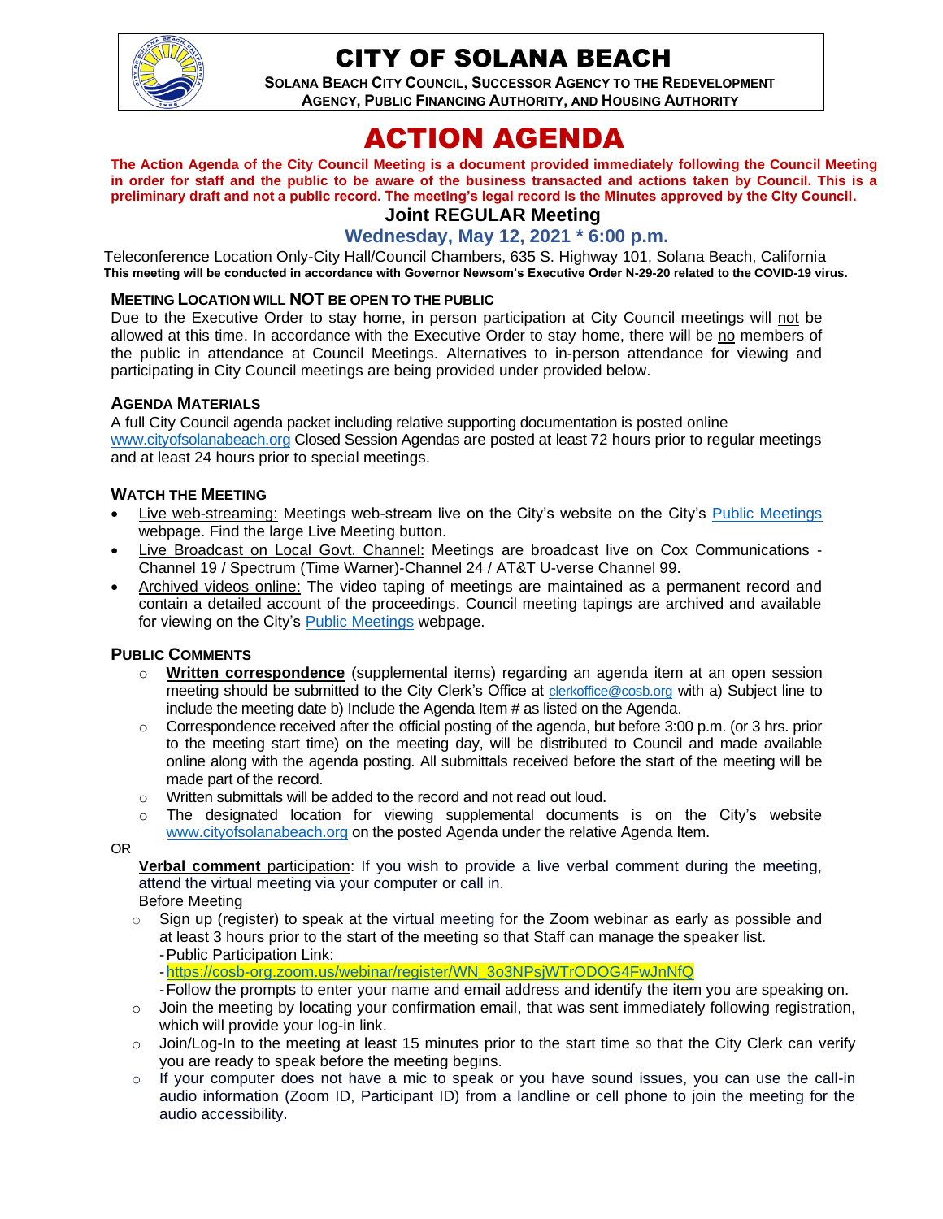# CITY OF SOLANA BEACH

**SOLANA BEACH CITY COUNCIL, SUCCESSOR AGENCY TO THE REDEVELOPMENT AGENCY, PUBLIC FINANCING AUTHORITY, AND HOUSING AUTHORITY**

# ACTION AGENDA

**The Action Agenda of the City Council Meeting is a document provided immediately following the Council Meeting in order for staff and the public to be aware of the business transacted and actions taken by Council. This is a preliminary draft and not a public record. The meeting's legal record is the Minutes approved by the City Council.**

## Joint REGULAR Meeting

## Wednesday, May 12, 2021 * 6:00 p.m.

Teleconference Location Only-City Hall/Council Chambers, 635 S. Highway 101, Solana Beach, California
**This meeting will be conducted in accordance with Governor Newsom's Executive Order N-29-20 related to the COVID-19 virus.**

### MEETING LOCATION WILL NOT BE OPEN TO THE PUBLIC

Due to the Executive Order to stay home, in person participation at City Council meetings will not be allowed at this time. In accordance with the Executive Order to stay home, there will be no members of the public in attendance at Council Meetings. Alternatives to in-person attendance for viewing and participating in City Council meetings are being provided under provided below.

### AGENDA MATERIALS

A full City Council agenda packet including relative supporting documentation is posted online www.cityofsolanabeach.org Closed Session Agendas are posted at least 72 hours prior to regular meetings and at least 24 hours prior to special meetings.

### WATCH THE MEETING

- Live web-streaming: Meetings web-stream live on the City's website on the City's Public Meetings webpage. Find the large Live Meeting button.
- Live Broadcast on Local Govt. Channel: Meetings are broadcast live on Cox Communications - Channel 19 / Spectrum (Time Warner)-Channel 24 / AT&T U-verse Channel 99.
- Archived videos online: The video taping of meetings are maintained as a permanent record and contain a detailed account of the proceedings. Council meeting tapings are archived and available for viewing on the City's Public Meetings webpage.

### PUBLIC COMMENTS

- **Written correspondence** (supplemental items) regarding an agenda item at an open session meeting should be submitted to the City Clerk's Office at clerkoffice@cosb.org with a) Subject line to include the meeting date b) Include the Agenda Item # as listed on the Agenda.
- Correspondence received after the official posting of the agenda, but before 3:00 p.m. (or 3 hrs. prior to the meeting start time) on the meeting day, will be distributed to Council and made available online along with the agenda posting. All submittals received before the start of the meeting will be made part of the record.
- Written submittals will be added to the record and not read out loud.
- The designated location for viewing supplemental documents is on the City's website www.cityofsolanabeach.org on the posted Agenda under the relative Agenda Item.

OR

**Verbal comment** participation: If you wish to provide a live verbal comment during the meeting, attend the virtual meeting via your computer or call in.

Before Meeting

- Sign up (register) to speak at the virtual meeting for the Zoom webinar as early as possible and at least 3 hours prior to the start of the meeting so that Staff can manage the speaker list.
  - Public Participation Link:
  - https://cosb-org.zoom.us/webinar/register/WN_3o3NPsjWTrODOG4FwJnNfQ
  - Follow the prompts to enter your name and email address and identify the item you are speaking on.
- Join the meeting by locating your confirmation email, that was sent immediately following registration, which will provide your log-in link.
- Join/Log-In to the meeting at least 15 minutes prior to the start time so that the City Clerk can verify you are ready to speak before the meeting begins.
- If your computer does not have a mic to speak or you have sound issues, you can use the call-in audio information (Zoom ID, Participant ID) from a landline or cell phone to join the meeting for the audio accessibility.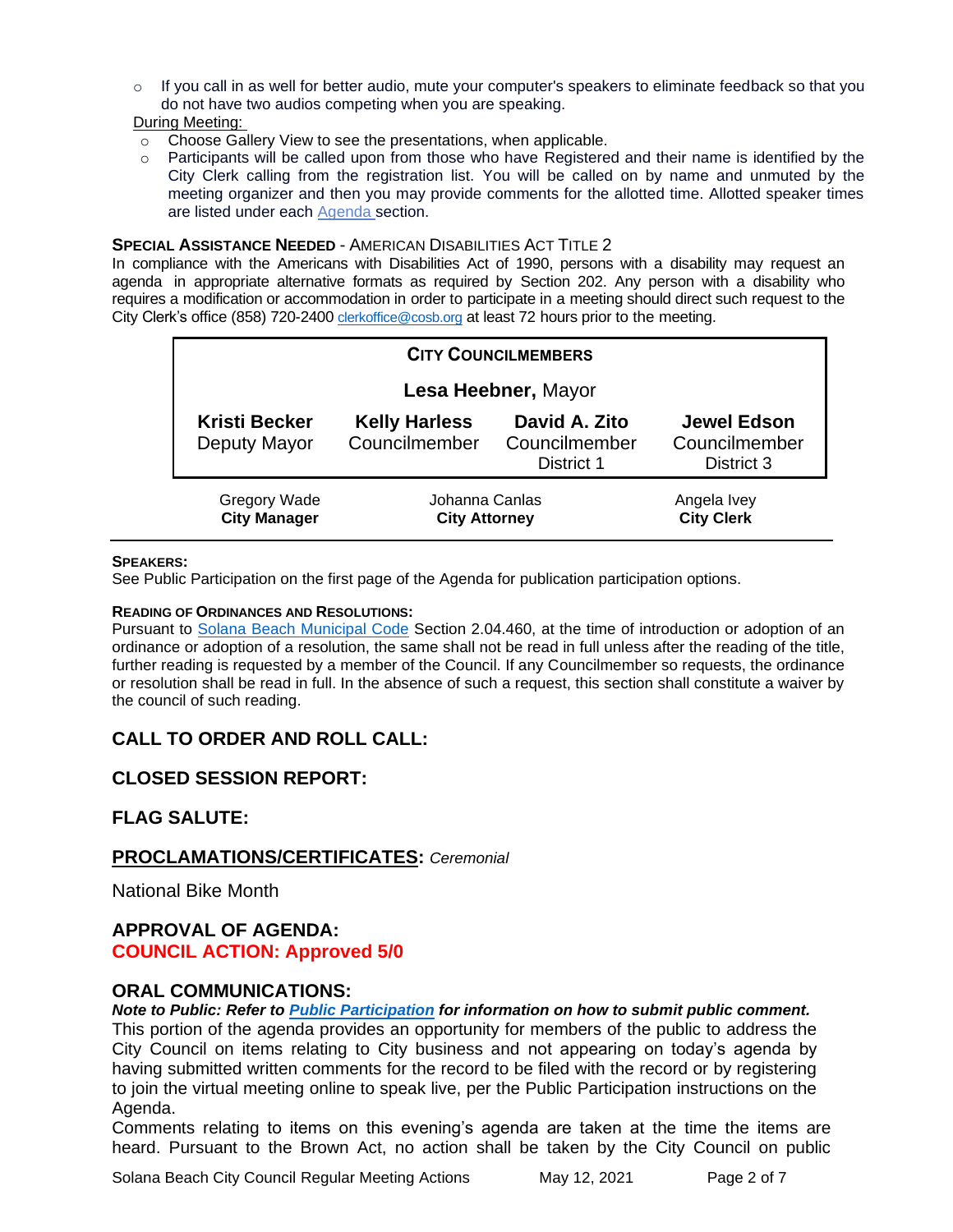- If you call in as well for better audio, mute your computer's speakers to eliminate feedback so that you do not have two audios competing when you are speaking.

During Meeting:

- Choose Gallery View to see the presentations, when applicable.
- Participants will be called upon from those who have Registered and their name is identified by the City Clerk calling from the registration list. You will be called on by name and unmuted by the meeting organizer and then you may provide comments for the allotted time. Allotted speaker times are listed under each Agenda section.

**SPECIAL ASSISTANCE NEEDED** - AMERICAN DISABILITIES ACT TITLE 2

In compliance with the Americans with Disabilities Act of 1990, persons with a disability may request an agenda in appropriate alternative formats as required by Section 202. Any person with a disability who requires a modification or accommodation in order to participate in a meeting should direct such request to the City Clerk's office (858) 720-2400 clerkoffice@cosb.org at least 72 hours prior to the meeting.

| **CITY COUNCILMEMBERS** | | | |
|---|---|---|---|
| **Lesa Heebner,** Mayor | | | |
| **Kristi Becker** Deputy Mayor | **Kelly Harless** Councilmember | **David A. Zito** Councilmember District 1 | **Jewel Edson** Councilmember District 3 |

| Gregory Wade **City Manager** | Johanna Canlas **City Attorney** | Angela Ivey **City Clerk** |
|---|---|---|

**SPEAKERS:**

See Public Participation on the first page of the Agenda for publication participation options.

**READING OF ORDINANCES AND RESOLUTIONS:**

Pursuant to Solana Beach Municipal Code Section 2.04.460, at the time of introduction or adoption of an ordinance or adoption of a resolution, the same shall not be read in full unless after the reading of the title, further reading is requested by a member of the Council. If any Councilmember so requests, the ordinance or resolution shall be read in full. In the absence of such a request, this section shall constitute a waiver by the council of such reading.

## CALL TO ORDER AND ROLL CALL:

## CLOSED SESSION REPORT:

## FLAG SALUTE:

## PROCLAMATIONS/CERTIFICATES: *Ceremonial*

National Bike Month

## APPROVAL OF AGENDA:

**COUNCIL ACTION: Approved 5/0**

## ORAL COMMUNICATIONS:

***Note to Public: Refer to Public Participation for information on how to submit public comment.***

This portion of the agenda provides an opportunity for members of the public to address the City Council on items relating to City business and not appearing on today's agenda by having submitted written comments for the record to be filed with the record or by registering to join the virtual meeting online to speak live, per the Public Participation instructions on the Agenda.

Comments relating to items on this evening's agenda are taken at the time the items are heard. Pursuant to the Brown Act, no action shall be taken by the City Council on public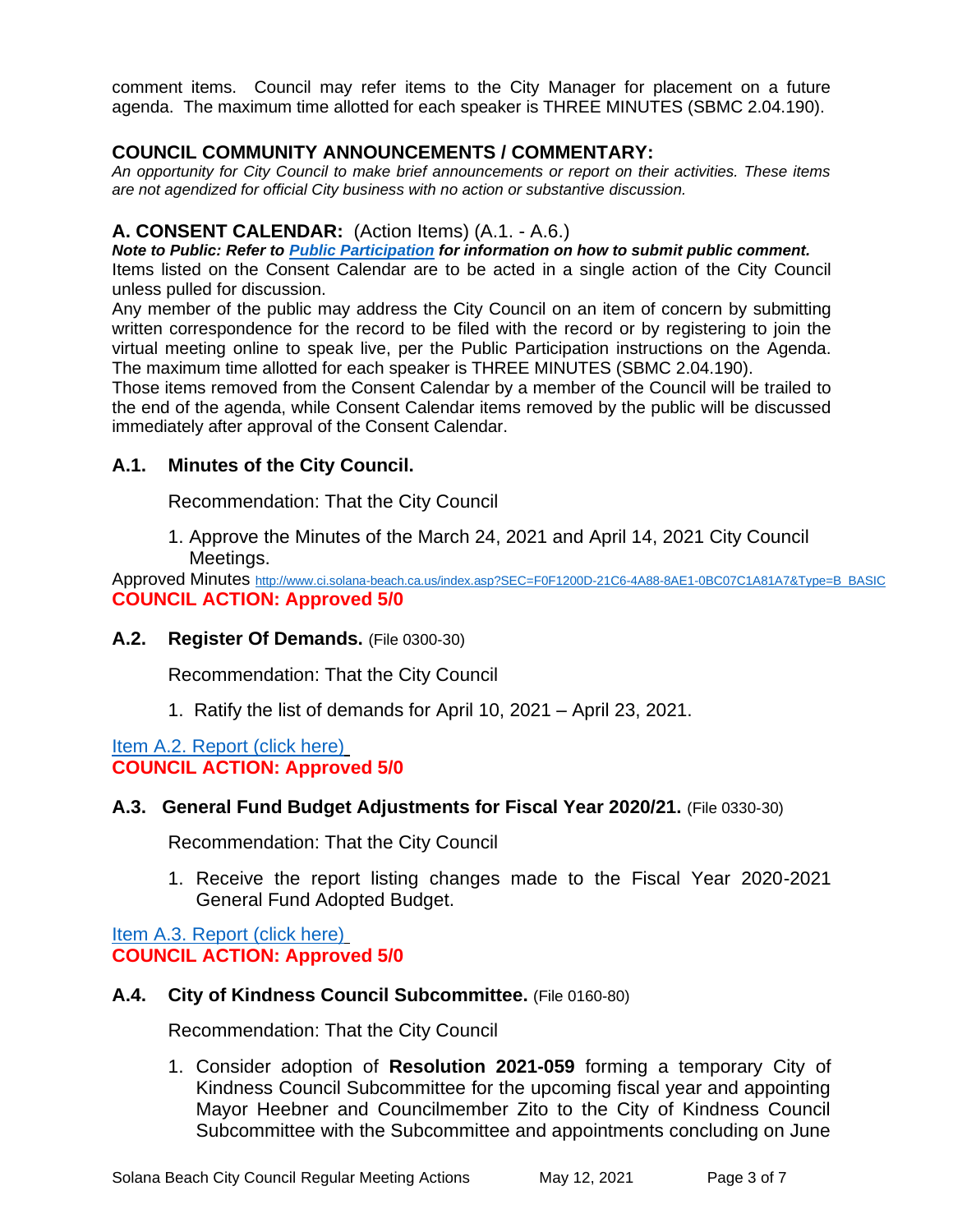comment items. Council may refer items to the City Manager for placement on a future agenda. The maximum time allotted for each speaker is THREE MINUTES (SBMC 2.04.190).

## COUNCIL COMMUNITY ANNOUNCEMENTS / COMMENTARY:

*An opportunity for City Council to make brief announcements or report on their activities. These items are not agendized for official City business with no action or substantive discussion.*

## A. CONSENT CALENDAR: (Action Items) (A.1. - A.6.)

***Note to Public: Refer to [Public Participation](#) for information on how to submit public comment.***

Items listed on the Consent Calendar are to be acted in a single action of the City Council unless pulled for discussion.

Any member of the public may address the City Council on an item of concern by submitting written correspondence for the record to be filed with the record or by registering to join the virtual meeting online to speak live, per the Public Participation instructions on the Agenda. The maximum time allotted for each speaker is THREE MINUTES (SBMC 2.04.190).

Those items removed from the Consent Calendar by a member of the Council will be trailed to the end of the agenda, while Consent Calendar items removed by the public will be discussed immediately after approval of the Consent Calendar.

### A.1. Minutes of the City Council.

Recommendation: That the City Council

1. Approve the Minutes of the March 24, 2021 and April 14, 2021 City Council Meetings.

Approved Minutes http://www.ci.solana-beach.ca.us/index.asp?SEC=F0F1200D-21C6-4A88-8AE1-0BC07C1A81A7&Type=B_BASIC

**COUNCIL ACTION: Approved 5/0**

### A.2. Register Of Demands. (File 0300-30)

Recommendation: That the City Council

1. Ratify the list of demands for April 10, 2021 – April 23, 2021.

Item A.2. Report (click here)

**COUNCIL ACTION: Approved 5/0**

### A.3. General Fund Budget Adjustments for Fiscal Year 2020/21. (File 0330-30)

Recommendation: That the City Council

1. Receive the report listing changes made to the Fiscal Year 2020-2021 General Fund Adopted Budget.

Item A.3. Report (click here)

**COUNCIL ACTION: Approved 5/0**

### A.4. City of Kindness Council Subcommittee. (File 0160-80)

Recommendation: That the City Council

1. Consider adoption of **Resolution 2021-059** forming a temporary City of Kindness Council Subcommittee for the upcoming fiscal year and appointing Mayor Heebner and Councilmember Zito to the City of Kindness Council Subcommittee with the Subcommittee and appointments concluding on June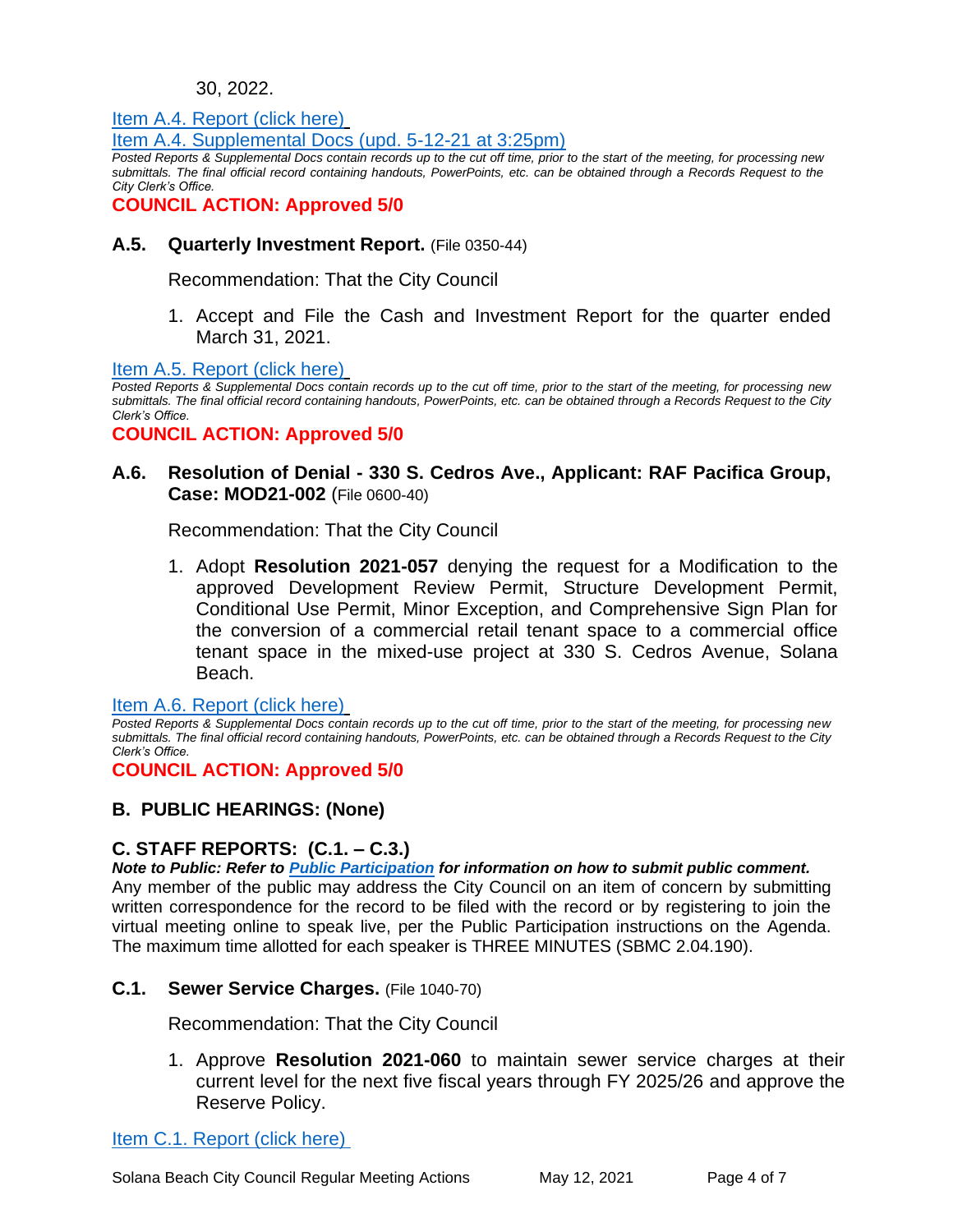30, 2022.

[Item A.4. Report (click here)](#)

[Item A.4. Supplemental Docs (upd. 5-12-21 at 3:25pm)](#)

*Posted Reports & Supplemental Docs contain records up to the cut off time, prior to the start of the meeting, for processing new submittals. The final official record containing handouts, PowerPoints, etc. can be obtained through a Records Request to the City Clerk's Office.*

**COUNCIL ACTION: Approved 5/0**

### A.5. Quarterly Investment Report. (File 0350-44)

Recommendation: That the City Council

1. Accept and File the Cash and Investment Report for the quarter ended March 31, 2021.

[Item A.5. Report (click here)](#)

*Posted Reports & Supplemental Docs contain records up to the cut off time, prior to the start of the meeting, for processing new submittals. The final official record containing handouts, PowerPoints, etc. can be obtained through a Records Request to the City Clerk's Office.*

**COUNCIL ACTION: Approved 5/0**

### A.6. Resolution of Denial - 330 S. Cedros Ave., Applicant: RAF Pacifica Group, Case: MOD21-002 (File 0600-40)

Recommendation: That the City Council

1. Adopt **Resolution 2021-057** denying the request for a Modification to the approved Development Review Permit, Structure Development Permit, Conditional Use Permit, Minor Exception, and Comprehensive Sign Plan for the conversion of a commercial retail tenant space to a commercial office tenant space in the mixed-use project at 330 S. Cedros Avenue, Solana Beach.

[Item A.6. Report (click here)](#)

*Posted Reports & Supplemental Docs contain records up to the cut off time, prior to the start of the meeting, for processing new submittals. The final official record containing handouts, PowerPoints, etc. can be obtained through a Records Request to the City Clerk's Office.*

**COUNCIL ACTION: Approved 5/0**

## B. PUBLIC HEARINGS: (None)

## C. STAFF REPORTS: (C.1. – C.3.)

***Note to Public: Refer to [Public Participation](#) for information on how to submit public comment.***

Any member of the public may address the City Council on an item of concern by submitting written correspondence for the record to be filed with the record or by registering to join the virtual meeting online to speak live, per the Public Participation instructions on the Agenda. The maximum time allotted for each speaker is THREE MINUTES (SBMC 2.04.190).

### C.1. Sewer Service Charges. (File 1040-70)

Recommendation: That the City Council

1. Approve **Resolution 2021-060** to maintain sewer service charges at their current level for the next five fiscal years through FY 2025/26 and approve the Reserve Policy.

[Item C.1. Report (click here)](#)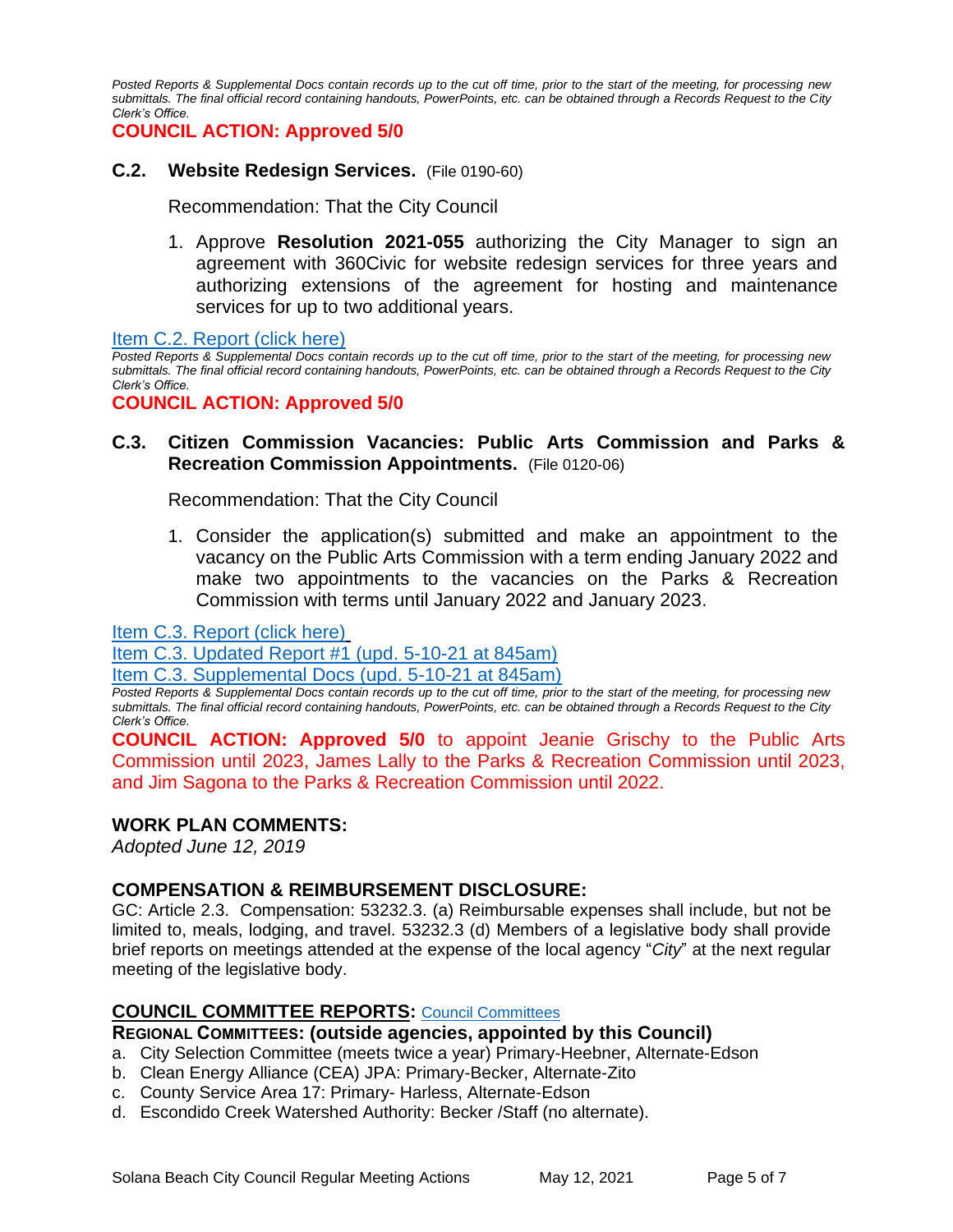*Posted Reports & Supplemental Docs contain records up to the cut off time, prior to the start of the meeting, for processing new submittals. The final official record containing handouts, PowerPoints, etc. can be obtained through a Records Request to the City Clerk's Office.*

**COUNCIL ACTION: Approved 5/0**

### C.2. Website Redesign Services. (File 0190-60)

Recommendation: That the City Council

1. Approve **Resolution 2021-055** authorizing the City Manager to sign an agreement with 360Civic for website redesign services for three years and authorizing extensions of the agreement for hosting and maintenance services for up to two additional years.

Item C.2. Report (click here)

*Posted Reports & Supplemental Docs contain records up to the cut off time, prior to the start of the meeting, for processing new submittals. The final official record containing handouts, PowerPoints, etc. can be obtained through a Records Request to the City Clerk's Office.*

**COUNCIL ACTION: Approved 5/0**

### C.3. Citizen Commission Vacancies: Public Arts Commission and Parks & Recreation Commission Appointments. (File 0120-06)

Recommendation: That the City Council

1. Consider the application(s) submitted and make an appointment to the vacancy on the Public Arts Commission with a term ending January 2022 and make two appointments to the vacancies on the Parks & Recreation Commission with terms until January 2022 and January 2023.

Item C.3. Report (click here)
Item C.3. Updated Report #1 (upd. 5-10-21 at 845am)
Item C.3. Supplemental Docs (upd. 5-10-21 at 845am)

*Posted Reports & Supplemental Docs contain records up to the cut off time, prior to the start of the meeting, for processing new submittals. The final official record containing handouts, PowerPoints, etc. can be obtained through a Records Request to the City Clerk's Office.*

**COUNCIL ACTION: Approved 5/0** to appoint Jeanie Grischy to the Public Arts Commission until 2023, James Lally to the Parks & Recreation Commission until 2023, and Jim Sagona to the Parks & Recreation Commission until 2022.

## WORK PLAN COMMENTS:

*Adopted June 12, 2019*

## COMPENSATION & REIMBURSEMENT DISCLOSURE:

GC: Article 2.3. Compensation: 53232.3. (a) Reimbursable expenses shall include, but not be limited to, meals, lodging, and travel. 53232.3 (d) Members of a legislative body shall provide brief reports on meetings attended at the expense of the local agency "*City*" at the next regular meeting of the legislative body.

## COUNCIL COMMITTEE REPORTS: Council Committees

**REGIONAL COMMITTEES: (outside agencies, appointed by this Council)**

a. City Selection Committee (meets twice a year) Primary-Heebner, Alternate-Edson
b. Clean Energy Alliance (CEA) JPA: Primary-Becker, Alternate-Zito
c. County Service Area 17: Primary- Harless, Alternate-Edson
d. Escondido Creek Watershed Authority: Becker /Staff (no alternate).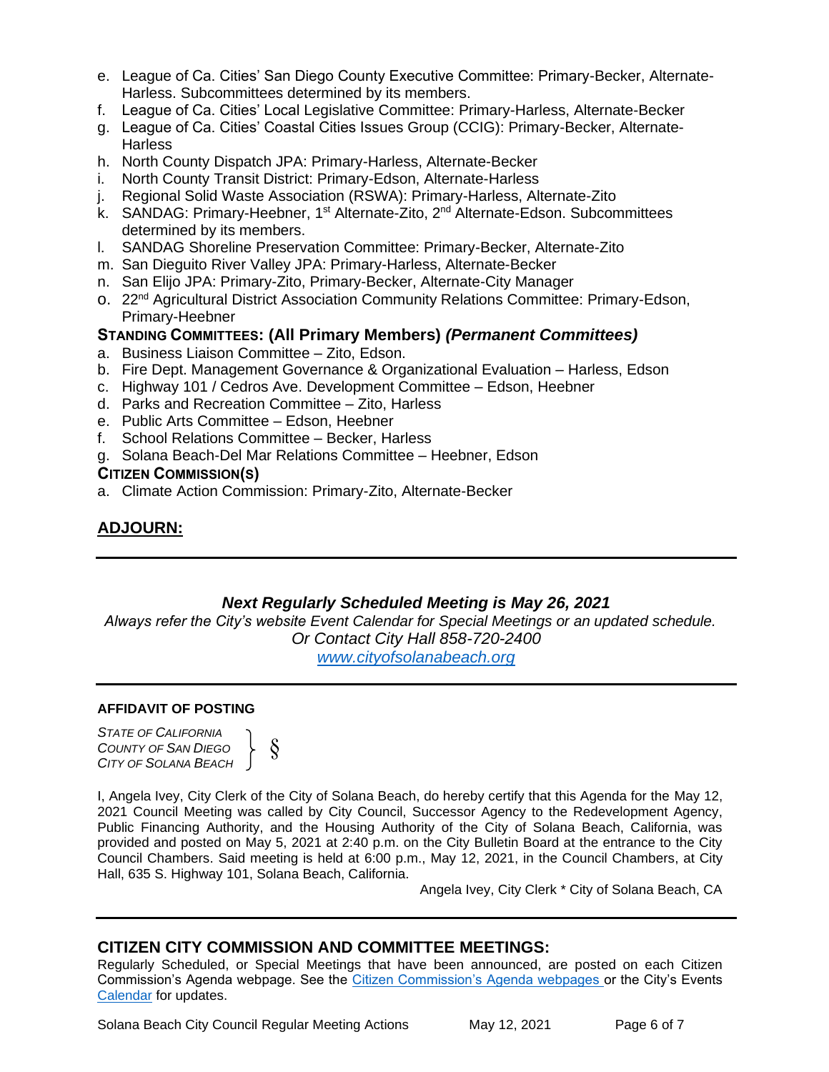e. League of Ca. Cities' San Diego County Executive Committee: Primary-Becker, Alternate-Harless. Subcommittees determined by its members.
f. League of Ca. Cities' Local Legislative Committee: Primary-Harless, Alternate-Becker
g. League of Ca. Cities' Coastal Cities Issues Group (CCIG): Primary-Becker, Alternate-Harless
h. North County Dispatch JPA: Primary-Harless, Alternate-Becker
i. North County Transit District: Primary-Edson, Alternate-Harless
j. Regional Solid Waste Association (RSWA): Primary-Harless, Alternate-Zito
k. SANDAG: Primary-Heebner, 1st Alternate-Zito, 2nd Alternate-Edson. Subcommittees determined by its members.
l. SANDAG Shoreline Preservation Committee: Primary-Becker, Alternate-Zito
m. San Dieguito River Valley JPA: Primary-Harless, Alternate-Becker
n. San Elijo JPA: Primary-Zito, Primary-Becker, Alternate-City Manager
o. 22nd Agricultural District Association Community Relations Committee: Primary-Edson, Primary-Heebner

**STANDING COMMITTEES: (All Primary Members) *(Permanent Committees)***

a. Business Liaison Committee – Zito, Edson.
b. Fire Dept. Management Governance & Organizational Evaluation – Harless, Edson
c. Highway 101 / Cedros Ave. Development Committee – Edson, Heebner
d. Parks and Recreation Committee – Zito, Harless
e. Public Arts Committee – Edson, Heebner
f. School Relations Committee – Becker, Harless
g. Solana Beach-Del Mar Relations Committee – Heebner, Edson

**CITIZEN COMMISSION(S)**

a. Climate Action Commission: Primary-Zito, Alternate-Becker

## ADJOURN:

---

***Next Regularly Scheduled Meeting is May 26, 2021***

*Always refer the City's website Event Calendar for Special Meetings or an updated schedule.*
*Or Contact City Hall 858-720-2400*
*www.cityofsolanabeach.org*

---

**AFFIDAVIT OF POSTING**

*STATE OF CALIFORNIA*
*COUNTY OF SAN DIEGO* } §
*CITY OF SOLANA BEACH*

I, Angela Ivey, City Clerk of the City of Solana Beach, do hereby certify that this Agenda for the May 12, 2021 Council Meeting was called by City Council, Successor Agency to the Redevelopment Agency, Public Financing Authority, and the Housing Authority of the City of Solana Beach, California, was provided and posted on May 5, 2021 at 2:40 p.m. on the City Bulletin Board at the entrance to the City Council Chambers. Said meeting is held at 6:00 p.m., May 12, 2021, in the Council Chambers, at City Hall, 635 S. Highway 101, Solana Beach, California.

Angela Ivey, City Clerk * City of Solana Beach, CA

---

## CITIZEN CITY COMMISSION AND COMMITTEE MEETINGS:

Regularly Scheduled, or Special Meetings that have been announced, are posted on each Citizen Commission's Agenda webpage. See the Citizen Commission's Agenda webpages or the City's Events Calendar for updates.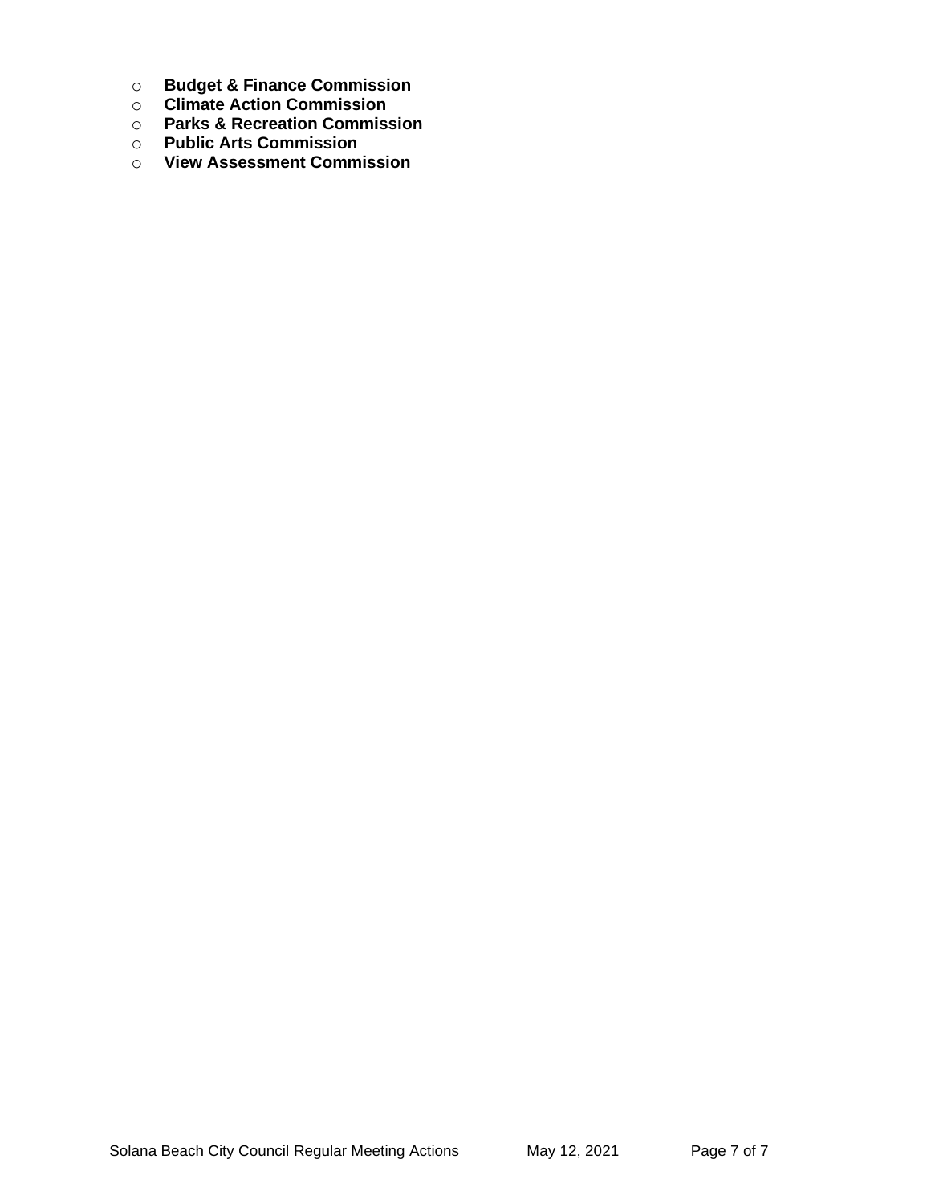- **Budget & Finance Commission**
- **Climate Action Commission**
- **Parks & Recreation Commission**
- **Public Arts Commission**
- **View Assessment Commission**